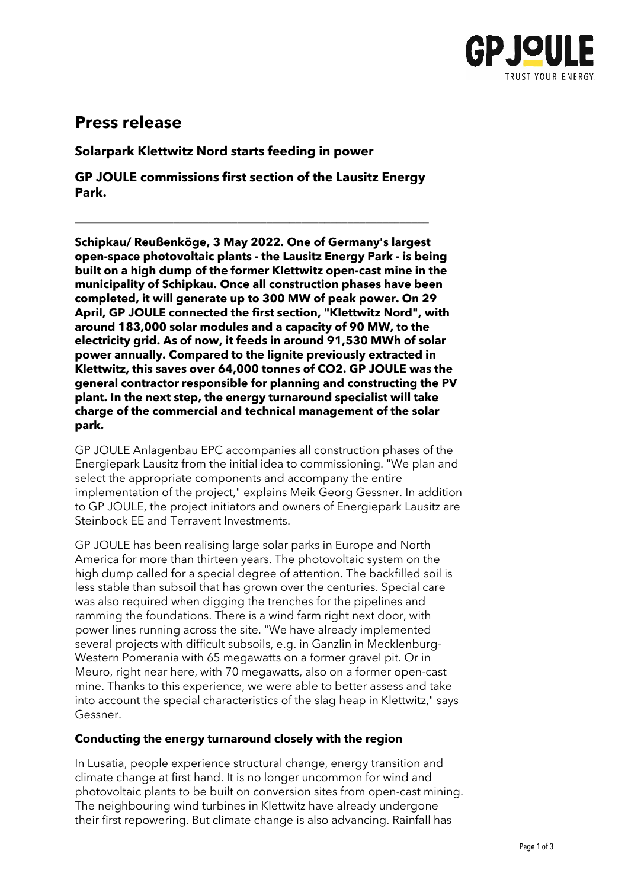# Press release

**Solarpark Klettwitz Nord starts feeding in power**

**GP JOULE commissions first section of the Lausitz Energy Park.**

---

**Schipkau/ Reußenköge, 3 May 2022. One of Germany's largest open-space photovoltaic plants - the Lausitz Energy Park - is being built on a high dump of the former Klettwitz open-cast mine in the municipality of Schipkau. Once all construction phases have been completed, it will generate up to 300 MW of peak power. On 29 April, GP JOULE connected the first section, "Klettwitz Nord", with around 183,000 solar modules and a capacity of 90 MW, to the electricity grid. As of now, it feeds in around 91,530 MWh of solar power annually. Compared to the lignite previously extracted in Klettwitz, this saves over 64,000 tonnes of CO2. GP JOULE was the general contractor responsible for planning and constructing the PV plant. In the next step, the energy turnaround specialist will take charge of the commercial and technical management of the solar park.**

GP JOULE Anlagenbau EPC accompanies all construction phases of the Energiepark Lausitz from the initial idea to commissioning. "We plan and select the appropriate components and accompany the entire implementation of the project," explains Meik Georg Gessner. In addition to GP JOULE, the project initiators and owners of Energiepark Lausitz are Steinbock EE and Terravent Investments.

GP JOULE has been realising large solar parks in Europe and North America for more than thirteen years. The photovoltaic system on the high dump called for a special degree of attention. The backfilled soil is less stable than subsoil that has grown over the centuries. Special care was also required when digging the trenches for the pipelines and ramming the foundations. There is a wind farm right next door, with power lines running across the site. "We have already implemented several projects with difficult subsoils, e.g. in Ganzlin in Mecklenburg-Western Pomerania with 65 megawatts on a former gravel pit. Or in Meuro, right near here, with 70 megawatts, also on a former open-cast mine. Thanks to this experience, we were able to better assess and take into account the special characteristics of the slag heap in Klettwitz," says Gessner.

**Conducting the energy turnaround closely with the region**

In Lusatia, people experience structural change, energy transition and climate change at first hand. It is no longer uncommon for wind and photovoltaic plants to be built on conversion sites from open-cast mining. The neighbouring wind turbines in Klettwitz have already undergone their first repowering. But climate change is also advancing. Rainfall has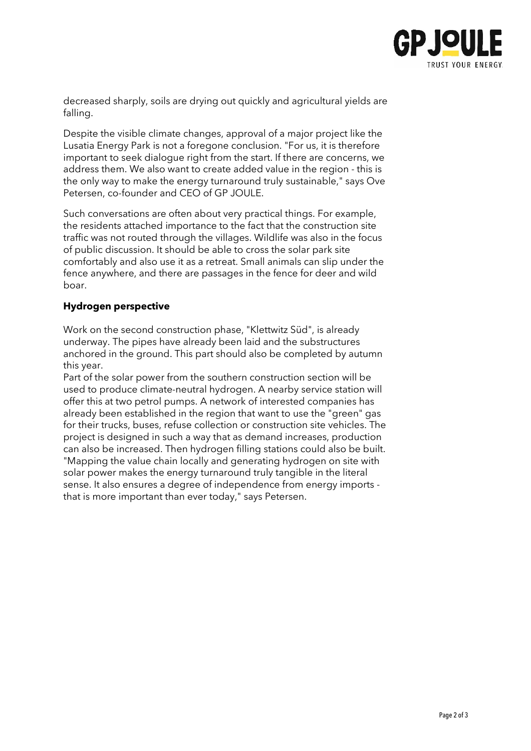decreased sharply, soils are drying out quickly and agricultural yields are falling.

Despite the visible climate changes, approval of a major project like the Lusatia Energy Park is not a foregone conclusion. "For us, it is therefore important to seek dialogue right from the start. If there are concerns, we address them. We also want to create added value in the region - this is the only way to make the energy turnaround truly sustainable," says Ove Petersen, co-founder and CEO of GP JOULE.

Such conversations are often about very practical things. For example, the residents attached importance to the fact that the construction site traffic was not routed through the villages. Wildlife was also in the focus of public discussion. It should be able to cross the solar park site comfortably and also use it as a retreat. Small animals can slip under the fence anywhere, and there are passages in the fence for deer and wild boar.

**Hydrogen perspective**

Work on the second construction phase, "Klettwitz Süd", is already underway. The pipes have already been laid and the substructures anchored in the ground. This part should also be completed by autumn this year.

Part of the solar power from the southern construction section will be used to produce climate-neutral hydrogen. A nearby service station will offer this at two petrol pumps. A network of interested companies has already been established in the region that want to use the "green" gas for their trucks, buses, refuse collection or construction site vehicles. The project is designed in such a way that as demand increases, production can also be increased. Then hydrogen filling stations could also be built. "Mapping the value chain locally and generating hydrogen on site with solar power makes the energy turnaround truly tangible in the literal sense. It also ensures a degree of independence from energy imports - that is more important than ever today," says Petersen.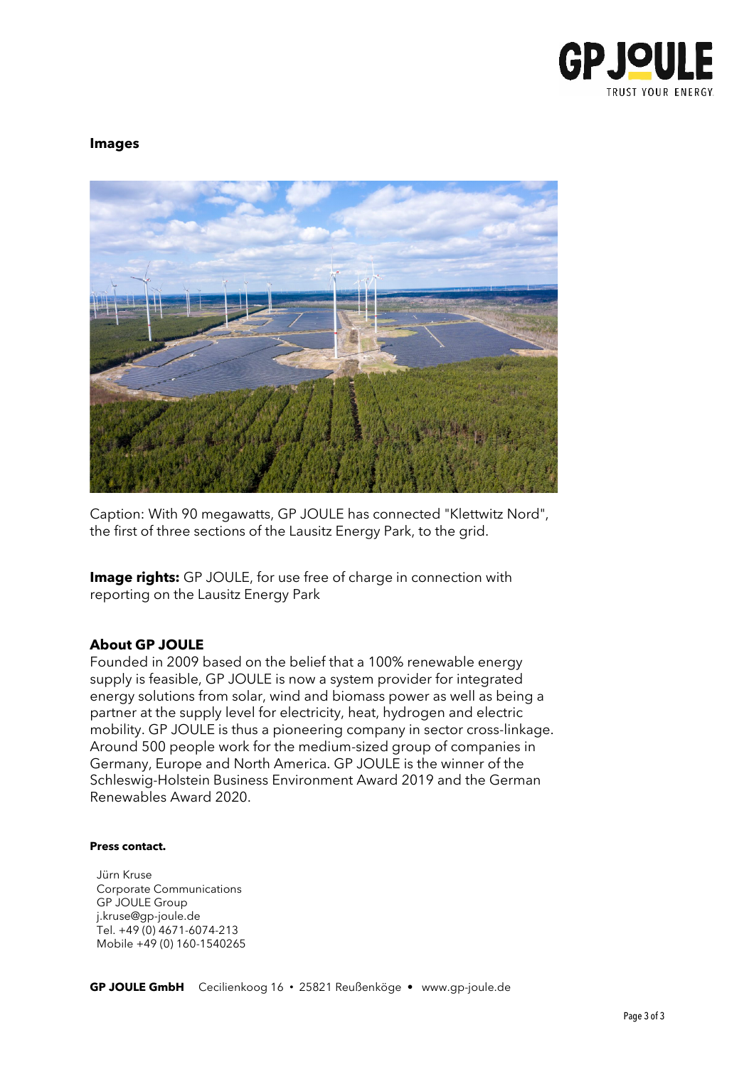## Images

Caption: With 90 megawatts, GP JOULE has connected "Klettwitz Nord", the first of three sections of the Lausitz Energy Park, to the grid.

**Image rights:** GP JOULE, for use free of charge in connection with reporting on the Lausitz Energy Park

## About GP JOULE

Founded in 2009 based on the belief that a 100% renewable energy supply is feasible, GP JOULE is now a system provider for integrated energy solutions from solar, wind and biomass power as well as being a partner at the supply level for electricity, heat, hydrogen and electric mobility. GP JOULE is thus a pioneering company in sector cross-linkage. Around 500 people work for the medium-sized group of companies in Germany, Europe and North America. GP JOULE is the winner of the Schleswig-Holstein Business Environment Award 2019 and the German Renewables Award 2020.

**Press contact.**

Jürn Kruse
Corporate Communications
GP JOULE Group
j.kruse@gp-joule.de
Tel. +49 (0) 4671-6074-213
Mobile +49 (0) 160-1540265

**GP JOULE GmbH** Cecilienkoog 16 • 25821 Reußenköge • www.gp-joule.de